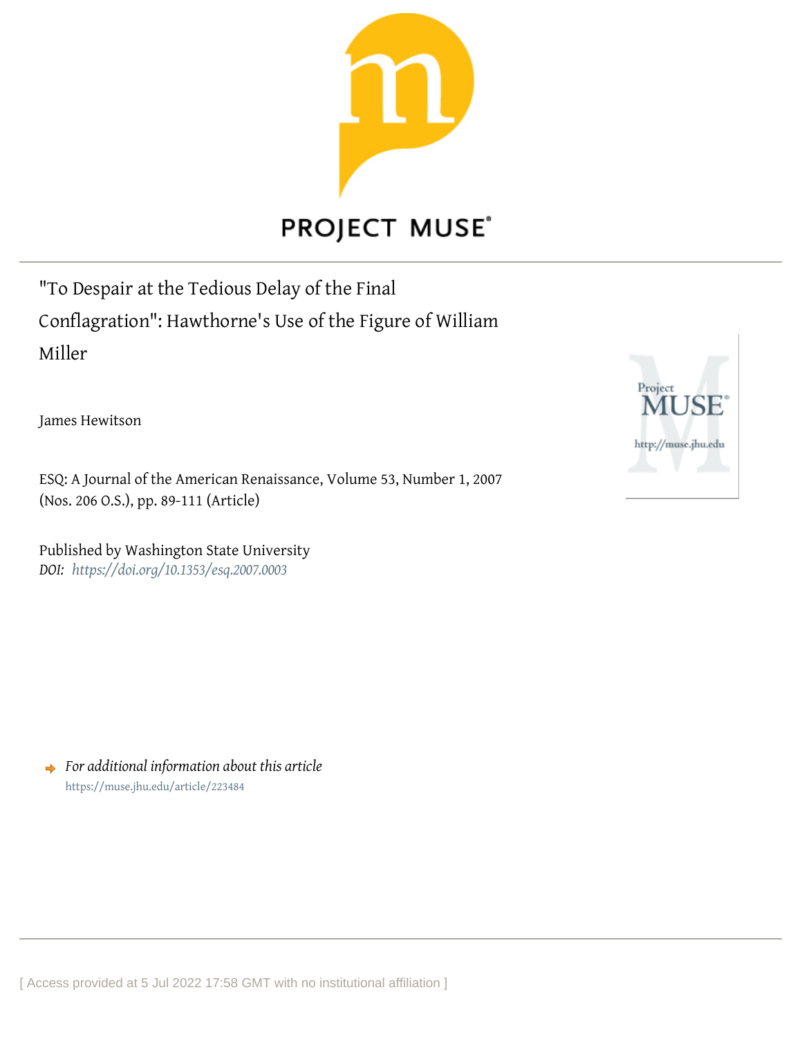PROJECT MUSE

# "To Despair at the Tedious Delay of the Final Conflagration": Hawthorne's Use of the Figure of William Miller

James Hewitson

ESQ: A Journal of the American Renaissance, Volume 53, Number 1, 2007 (Nos. 206 O.S.), pp. 89-111 (Article)

Published by Washington State University

*DOI:* *https://doi.org/10.1353/esq.2007.0003*

*For additional information about this article*

https://muse.jhu.edu/article/223484

[ Access provided at 5 Jul 2022 17:58 GMT with no institutional affiliation ]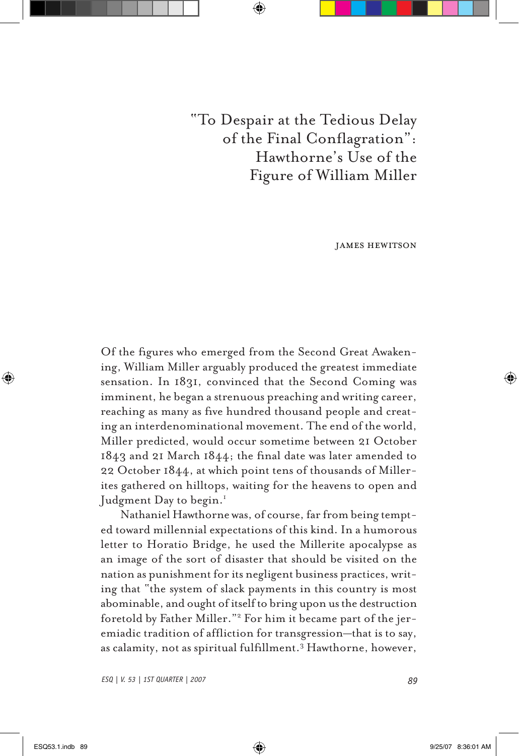# "To Despair at the Tedious Delay of the Final Conflagration": Hawthorne's Use of the Figure of William Miller

JAMES HEWITSON

Of the figures who emerged from the Second Great Awakening, William Miller arguably produced the greatest immediate sensation. In 1831, convinced that the Second Coming was imminent, he began a strenuous preaching and writing career, reaching as many as five hundred thousand people and creating an interdenominational movement. The end of the world, Miller predicted, would occur sometime between 21 October 1843 and 21 March 1844; the final date was later amended to 22 October 1844, at which point tens of thousands of Millerites gathered on hilltops, waiting for the heavens to open and Judgment Day to begin.[1]

Nathaniel Hawthorne was, of course, far from being tempted toward millennial expectations of this kind. In a humorous letter to Horatio Bridge, he used the Millerite apocalypse as an image of the sort of disaster that should be visited on the nation as punishment for its negligent business practices, writing that "the system of slack payments in this country is most abominable, and ought of itself to bring upon us the destruction foretold by Father Miller."[2] For him it became part of the jeremiadic tradition of affliction for transgression—that is to say, as calamity, not as spiritual fulfillment.[3] Hawthorne, however,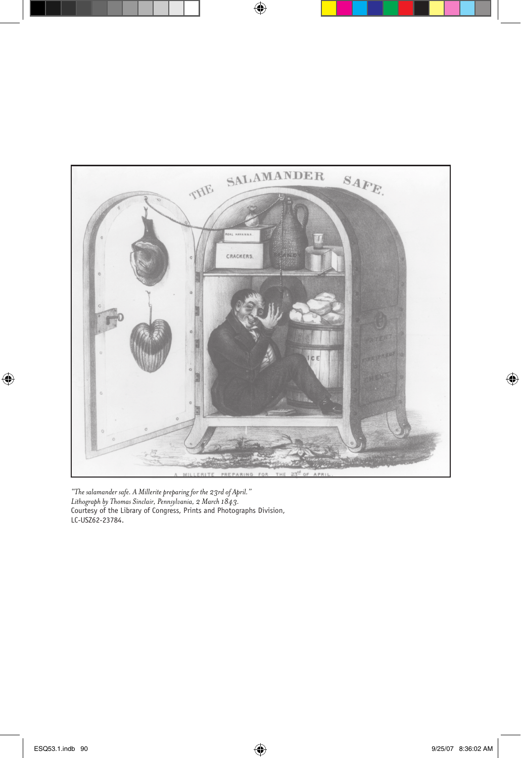*"The salamander safe. A Millerite preparing for the 23rd of April."*
*Lithograph by Thomas Sinclair, Pennsylvania, 2 March 1843.*
Courtesy of the Library of Congress, Prints and Photographs Division, LC-USZ62-23784.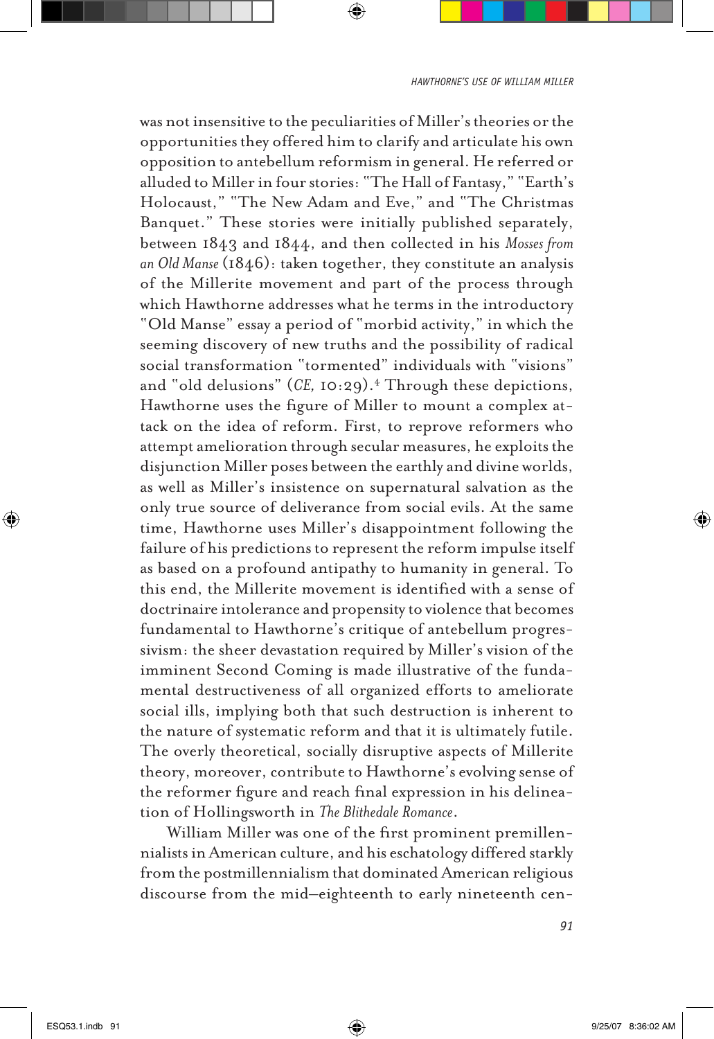was not insensitive to the peculiarities of Miller's theories or the opportunities they offered him to clarify and articulate his own opposition to antebellum reformism in general. He referred or alluded to Miller in four stories: "The Hall of Fantasy," "Earth's Holocaust," "The New Adam and Eve," and "The Christmas Banquet." These stories were initially published separately, between 1843 and 1844, and then collected in his *Mosses from an Old Manse* (1846): taken together, they constitute an analysis of the Millerite movement and part of the process through which Hawthorne addresses what he terms in the introductory "Old Manse" essay a period of "morbid activity," in which the seeming discovery of new truths and the possibility of radical social transformation "tormented" individuals with "visions" and "old delusions" (*CE,* 10:29).[4] Through these depictions, Hawthorne uses the figure of Miller to mount a complex attack on the idea of reform. First, to reprove reformers who attempt amelioration through secular measures, he exploits the disjunction Miller poses between the earthly and divine worlds, as well as Miller's insistence on supernatural salvation as the only true source of deliverance from social evils. At the same time, Hawthorne uses Miller's disappointment following the failure of his predictions to represent the reform impulse itself as based on a profound antipathy to humanity in general. To this end, the Millerite movement is identified with a sense of doctrinaire intolerance and propensity to violence that becomes fundamental to Hawthorne's critique of antebellum progressivism: the sheer devastation required by Miller's vision of the imminent Second Coming is made illustrative of the fundamental destructiveness of all organized efforts to ameliorate social ills, implying both that such destruction is inherent to the nature of systematic reform and that it is ultimately futile. The overly theoretical, socially disruptive aspects of Millerite theory, moreover, contribute to Hawthorne's evolving sense of the reformer figure and reach final expression in his delineation of Hollingsworth in *The Blithedale Romance*.

William Miller was one of the first prominent premillennialists in American culture, and his eschatology differed starkly from the postmillennialism that dominated American religious discourse from the mid–eighteenth to early nineteenth cen-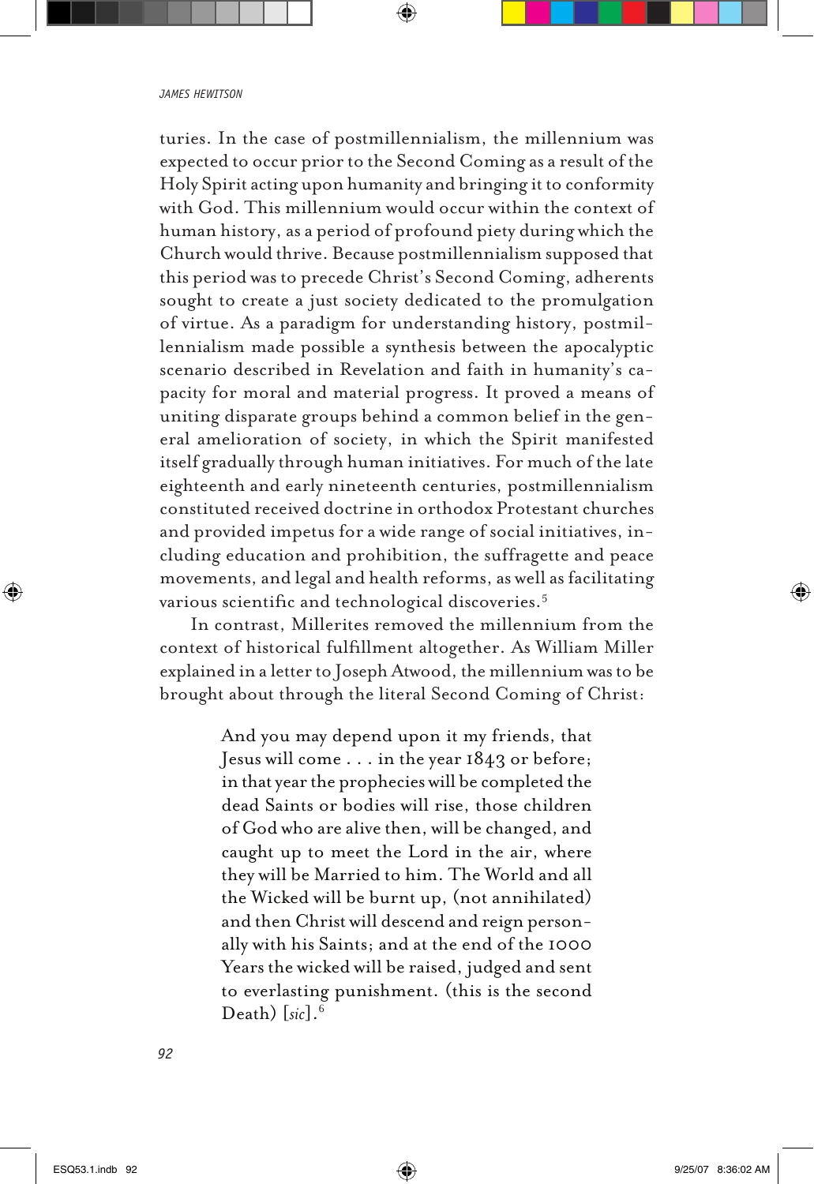turies. In the case of postmillennialism, the millennium was expected to occur prior to the Second Coming as a result of the Holy Spirit acting upon humanity and bringing it to conformity with God. This millennium would occur within the context of human history, as a period of profound piety during which the Church would thrive. Because postmillennialism supposed that this period was to precede Christ's Second Coming, adherents sought to create a just society dedicated to the promulgation of virtue. As a paradigm for understanding history, postmillennialism made possible a synthesis between the apocalyptic scenario described in Revelation and faith in humanity's capacity for moral and material progress. It proved a means of uniting disparate groups behind a common belief in the general amelioration of society, in which the Spirit manifested itself gradually through human initiatives. For much of the late eighteenth and early nineteenth centuries, postmillennialism constituted received doctrine in orthodox Protestant churches and provided impetus for a wide range of social initiatives, including education and prohibition, the suffragette and peace movements, and legal and health reforms, as well as facilitating various scientific and technological discoveries.[5]

In contrast, Millerites removed the millennium from the context of historical fulfillment altogether. As William Miller explained in a letter to Joseph Atwood, the millennium was to be brought about through the literal Second Coming of Christ:

> And you may depend upon it my friends, that Jesus will come . . . in the year 1843 or before; in that year the prophecies will be completed the dead Saints or bodies will rise, those children of God who are alive then, will be changed, and caught up to meet the Lord in the air, where they will be Married to him. The World and all the Wicked will be burnt up, (not annihilated) and then Christ will descend and reign personally with his Saints; and at the end of the 1000 Years the wicked will be raised, judged and sent to everlasting punishment. (this is the second Death) [*sic*].[6]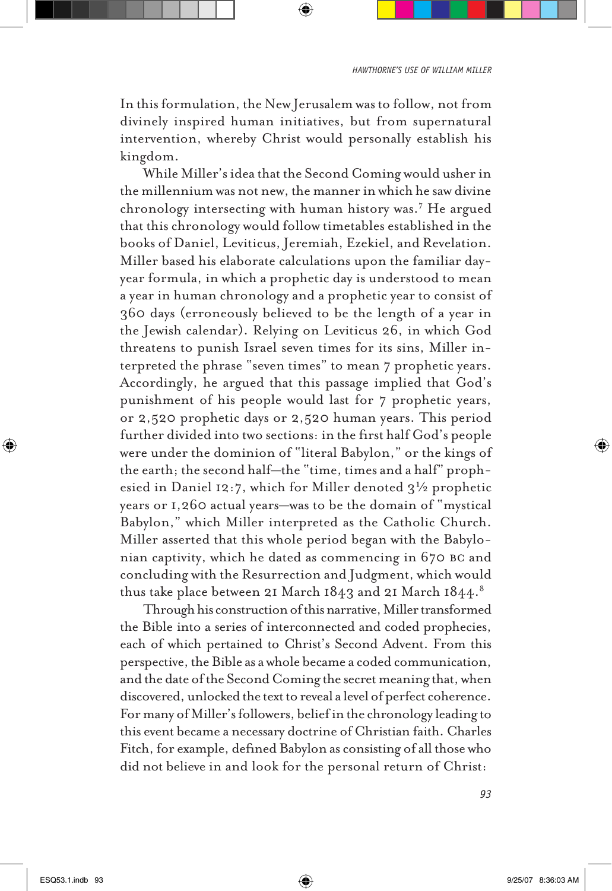In this formulation, the New Jerusalem was to follow, not from divinely inspired human initiatives, but from supernatural intervention, whereby Christ would personally establish his kingdom.

While Miller's idea that the Second Coming would usher in the millennium was not new, the manner in which he saw divine chronology intersecting with human history was.[7] He argued that this chronology would follow timetables established in the books of Daniel, Leviticus, Jeremiah, Ezekiel, and Revelation. Miller based his elaborate calculations upon the familiar day-year formula, in which a prophetic day is understood to mean a year in human chronology and a prophetic year to consist of 360 days (erroneously believed to be the length of a year in the Jewish calendar). Relying on Leviticus 26, in which God threatens to punish Israel seven times for its sins, Miller interpreted the phrase "seven times" to mean 7 prophetic years. Accordingly, he argued that this passage implied that God's punishment of his people would last for 7 prophetic years, or 2,520 prophetic days or 2,520 human years. This period further divided into two sections: in the first half God's people were under the dominion of "literal Babylon," or the kings of the earth; the second half—the "time, times and a half" prophesied in Daniel 12:7, which for Miller denoted 3½ prophetic years or 1,260 actual years—was to be the domain of "mystical Babylon," which Miller interpreted as the Catholic Church. Miller asserted that this whole period began with the Babylonian captivity, which he dated as commencing in 670 BC and concluding with the Resurrection and Judgment, which would thus take place between 21 March 1843 and 21 March 1844.[8]

Through his construction of this narrative, Miller transformed the Bible into a series of interconnected and coded prophecies, each of which pertained to Christ's Second Advent. From this perspective, the Bible as a whole became a coded communication, and the date of the Second Coming the secret meaning that, when discovered, unlocked the text to reveal a level of perfect coherence. For many of Miller's followers, belief in the chronology leading to this event became a necessary doctrine of Christian faith. Charles Fitch, for example, defined Babylon as consisting of all those who did not believe in and look for the personal return of Christ: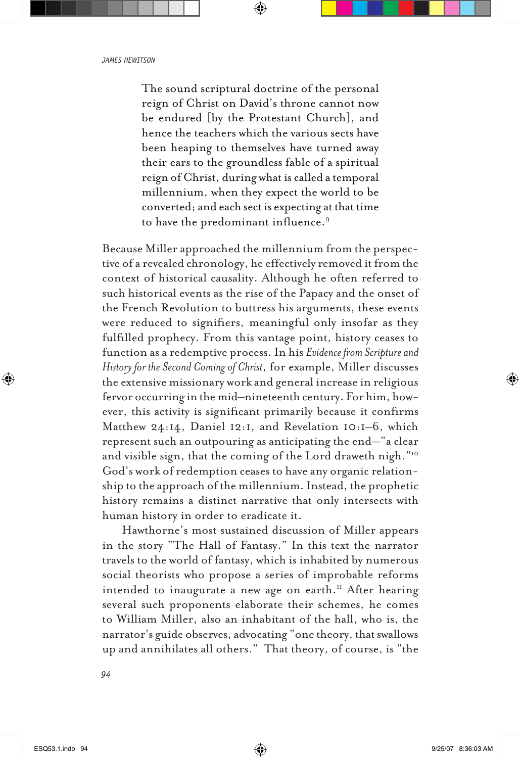> The sound scriptural doctrine of the personal reign of Christ on David's throne cannot now be endured [by the Protestant Church], and hence the teachers which the various sects have been heaping to themselves have turned away their ears to the groundless fable of a spiritual reign of Christ, during what is called a temporal millennium, when they expect the world to be converted; and each sect is expecting at that time to have the predominant influence.[9]

Because Miller approached the millennium from the perspective of a revealed chronology, he effectively removed it from the context of historical causality. Although he often referred to such historical events as the rise of the Papacy and the onset of the French Revolution to buttress his arguments, these events were reduced to signifiers, meaningful only insofar as they fulfilled prophecy. From this vantage point, history ceases to function as a redemptive process. In his *Evidence from Scripture and History for the Second Coming of Christ*, for example, Miller discusses the extensive missionary work and general increase in religious fervor occurring in the mid–nineteenth century. For him, however, this activity is significant primarily because it confirms Matthew 24:14, Daniel 12:1, and Revelation 10:1–6, which represent such an outpouring as anticipating the end—"a clear and visible sign, that the coming of the Lord draweth nigh."[10] God's work of redemption ceases to have any organic relationship to the approach of the millennium. Instead, the prophetic history remains a distinct narrative that only intersects with human history in order to eradicate it.

Hawthorne's most sustained discussion of Miller appears in the story "The Hall of Fantasy." In this text the narrator travels to the world of fantasy, which is inhabited by numerous social theorists who propose a series of improbable reforms intended to inaugurate a new age on earth.[11] After hearing several such proponents elaborate their schemes, he comes to William Miller, also an inhabitant of the hall, who is, the narrator's guide observes, advocating "one theory, that swallows up and annihilates all others." That theory, of course, is "the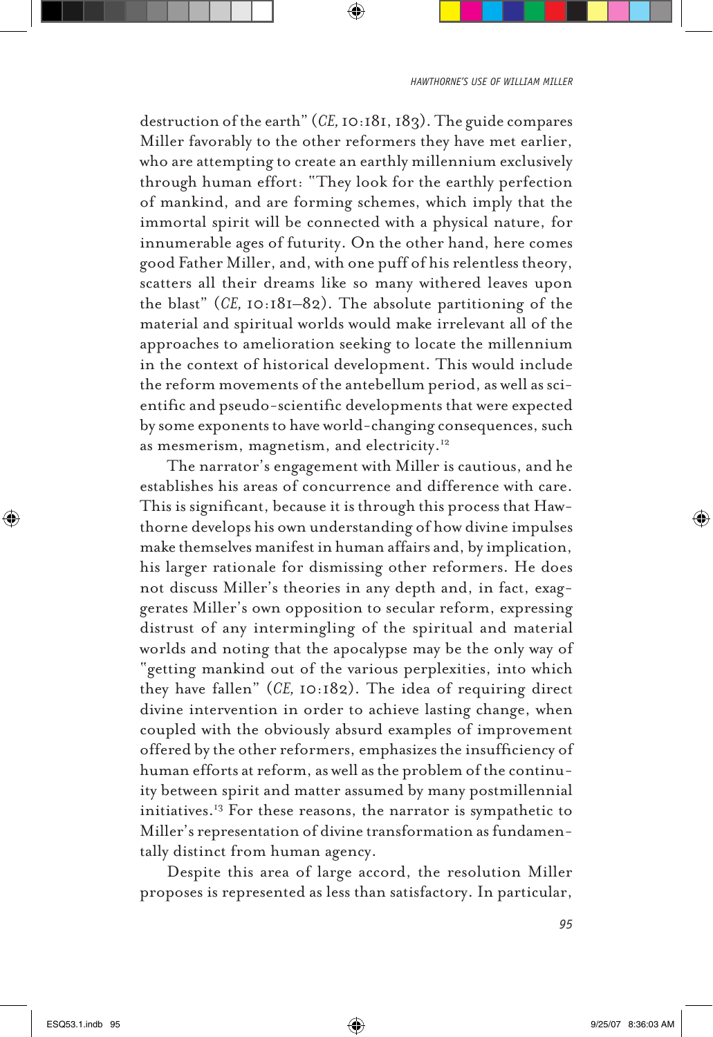destruction of the earth" (*CE,* 10:181, 183). The guide compares Miller favorably to the other reformers they have met earlier, who are attempting to create an earthly millennium exclusively through human effort: "They look for the earthly perfection of mankind, and are forming schemes, which imply that the immortal spirit will be connected with a physical nature, for innumerable ages of futurity. On the other hand, here comes good Father Miller, and, with one puff of his relentless theory, scatters all their dreams like so many withered leaves upon the blast" (*CE,* 10:181–82). The absolute partitioning of the material and spiritual worlds would make irrelevant all of the approaches to amelioration seeking to locate the millennium in the context of historical development. This would include the reform movements of the antebellum period, as well as scientific and pseudo-scientific developments that were expected by some exponents to have world-changing consequences, such as mesmerism, magnetism, and electricity.[12]

The narrator's engagement with Miller is cautious, and he establishes his areas of concurrence and difference with care. This is significant, because it is through this process that Hawthorne develops his own understanding of how divine impulses make themselves manifest in human affairs and, by implication, his larger rationale for dismissing other reformers. He does not discuss Miller's theories in any depth and, in fact, exaggerates Miller's own opposition to secular reform, expressing distrust of any intermingling of the spiritual and material worlds and noting that the apocalypse may be the only way of "getting mankind out of the various perplexities, into which they have fallen" (*CE,* 10:182). The idea of requiring direct divine intervention in order to achieve lasting change, when coupled with the obviously absurd examples of improvement offered by the other reformers, emphasizes the insufficiency of human efforts at reform, as well as the problem of the continuity between spirit and matter assumed by many postmillennial initiatives.[13] For these reasons, the narrator is sympathetic to Miller's representation of divine transformation as fundamentally distinct from human agency.

Despite this area of large accord, the resolution Miller proposes is represented as less than satisfactory. In particular,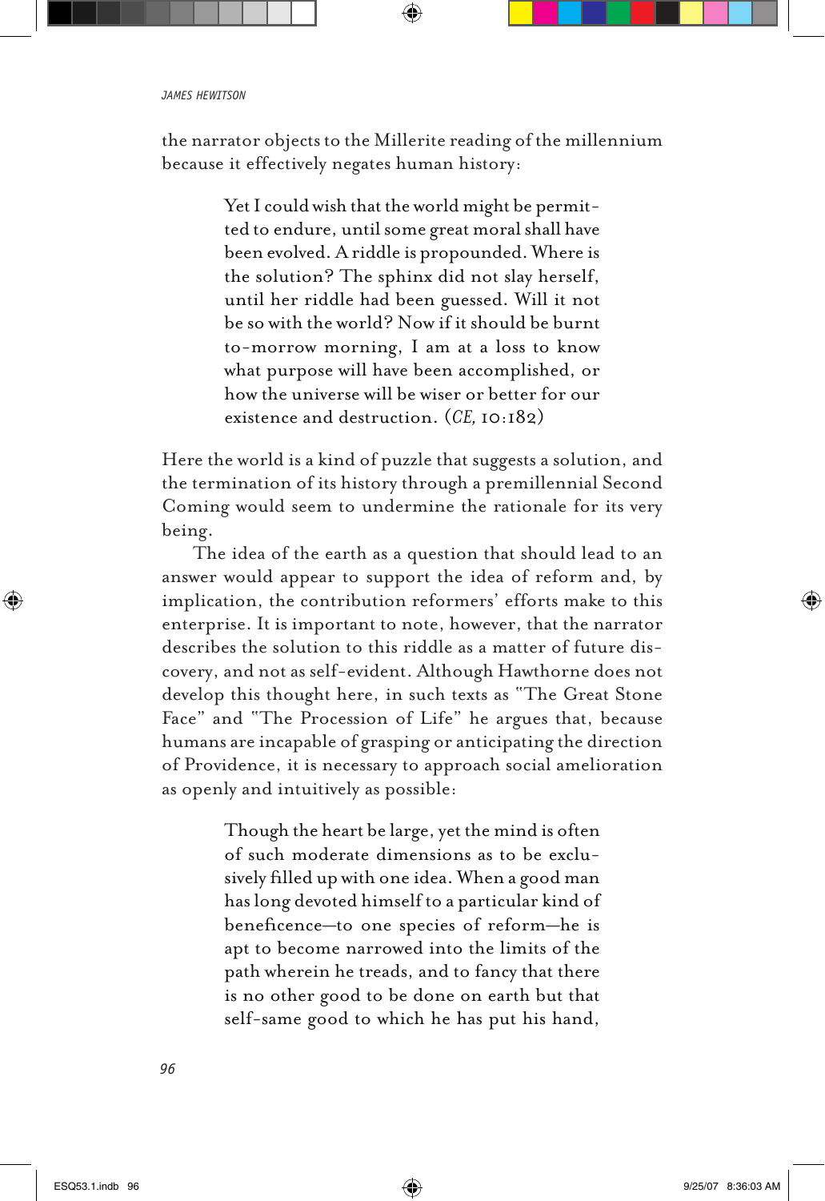the narrator objects to the Millerite reading of the millennium because it effectively negates human history:

> Yet I could wish that the world might be permitted to endure, until some great moral shall have been evolved. A riddle is propounded. Where is the solution? The sphinx did not slay herself, until her riddle had been guessed. Will it not be so with the world? Now if it should be burnt to-morrow morning, I am at a loss to know what purpose will have been accomplished, or how the universe will be wiser or better for our existence and destruction. (*CE,* 10:182)

Here the world is a kind of puzzle that suggests a solution, and the termination of its history through a premillennial Second Coming would seem to undermine the rationale for its very being.

The idea of the earth as a question that should lead to an answer would appear to support the idea of reform and, by implication, the contribution reformers' efforts make to this enterprise. It is important to note, however, that the narrator describes the solution to this riddle as a matter of future discovery, and not as self-evident. Although Hawthorne does not develop this thought here, in such texts as "The Great Stone Face" and "The Procession of Life" he argues that, because humans are incapable of grasping or anticipating the direction of Providence, it is necessary to approach social amelioration as openly and intuitively as possible:

> Though the heart be large, yet the mind is often of such moderate dimensions as to be exclusively filled up with one idea. When a good man has long devoted himself to a particular kind of beneficence—to one species of reform—he is apt to become narrowed into the limits of the path wherein he treads, and to fancy that there is no other good to be done on earth but that self-same good to which he has put his hand,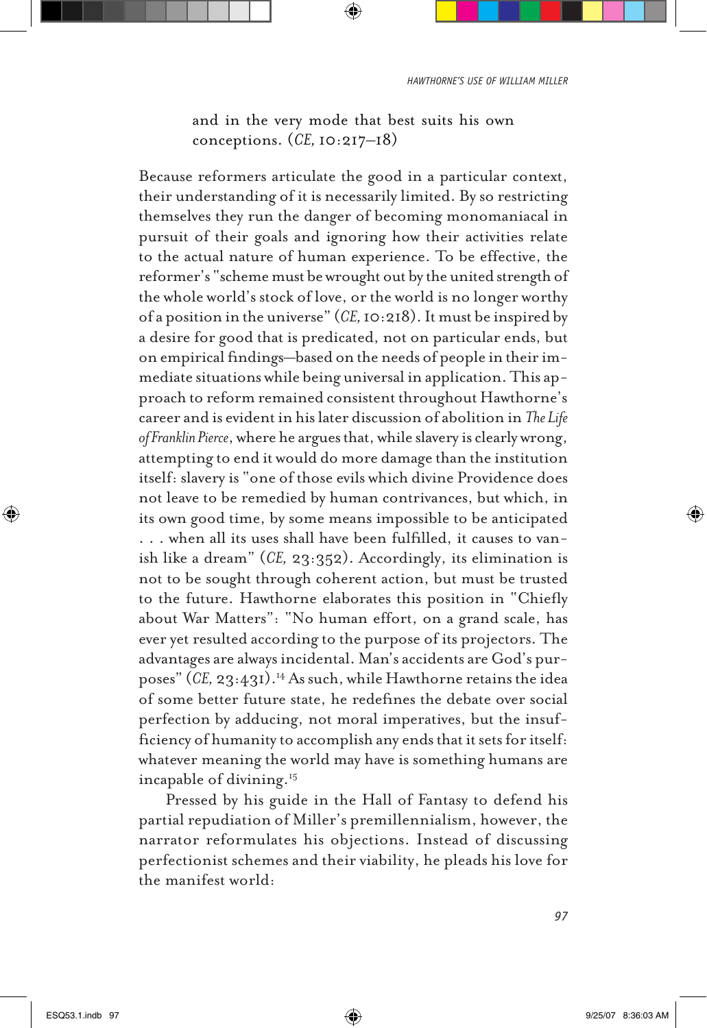> and in the very mode that best suits his own conceptions. (*CE,* 10:217–18)

Because reformers articulate the good in a particular context, their understanding of it is necessarily limited. By so restricting themselves they run the danger of becoming monomaniacal in pursuit of their goals and ignoring how their activities relate to the actual nature of human experience. To be effective, the reformer's "scheme must be wrought out by the united strength of the whole world's stock of love, or the world is no longer worthy of a position in the universe" (*CE,* 10:218). It must be inspired by a desire for good that is predicated, not on particular ends, but on empirical findings—based on the needs of people in their immediate situations while being universal in application. This approach to reform remained consistent throughout Hawthorne's career and is evident in his later discussion of abolition in *The Life of Franklin Pierce*, where he argues that, while slavery is clearly wrong, attempting to end it would do more damage than the institution itself: slavery is "one of those evils which divine Providence does not leave to be remedied by human contrivances, but which, in its own good time, by some means impossible to be anticipated . . . when all its uses shall have been fulfilled, it causes to vanish like a dream" (*CE,* 23:352). Accordingly, its elimination is not to be sought through coherent action, but must be trusted to the future. Hawthorne elaborates this position in "Chiefly about War Matters": "No human effort, on a grand scale, has ever yet resulted according to the purpose of its projectors. The advantages are always incidental. Man's accidents are God's purposes" (*CE,* 23:431).[14] As such, while Hawthorne retains the idea of some better future state, he redefines the debate over social perfection by adducing, not moral imperatives, but the insufficiency of humanity to accomplish any ends that it sets for itself: whatever meaning the world may have is something humans are incapable of divining.[15]

Pressed by his guide in the Hall of Fantasy to defend his partial repudiation of Miller's premillennialism, however, the narrator reformulates his objections. Instead of discussing perfectionist schemes and their viability, he pleads his love for the manifest world: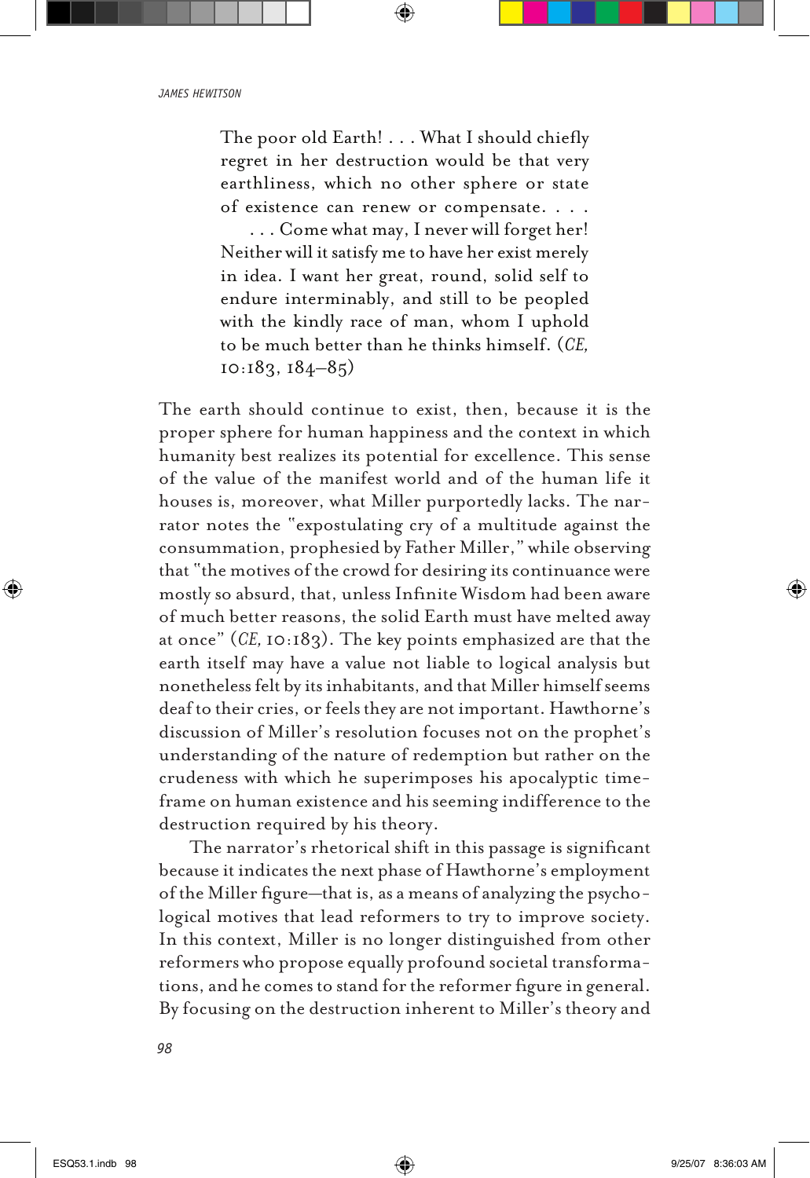> The poor old Earth! . . . What I should chiefly regret in her destruction would be that very earthliness, which no other sphere or state of existence can renew or compensate. . . .
>
> . . . Come what may, I never will forget her! Neither will it satisfy me to have her exist merely in idea. I want her great, round, solid self to endure interminably, and still to be peopled with the kindly race of man, whom I uphold to be much better than he thinks himself. (*CE,* 10:183, 184–85)

The earth should continue to exist, then, because it is the proper sphere for human happiness and the context in which humanity best realizes its potential for excellence. This sense of the value of the manifest world and of the human life it houses is, moreover, what Miller purportedly lacks. The narrator notes the "expostulating cry of a multitude against the consummation, prophesied by Father Miller," while observing that "the motives of the crowd for desiring its continuance were mostly so absurd, that, unless Infinite Wisdom had been aware of much better reasons, the solid Earth must have melted away at once" (*CE,* 10:183). The key points emphasized are that the earth itself may have a value not liable to logical analysis but nonetheless felt by its inhabitants, and that Miller himself seems deaf to their cries, or feels they are not important. Hawthorne's discussion of Miller's resolution focuses not on the prophet's understanding of the nature of redemption but rather on the crudeness with which he superimposes his apocalyptic time-frame on human existence and his seeming indifference to the destruction required by his theory.

The narrator's rhetorical shift in this passage is significant because it indicates the next phase of Hawthorne's employment of the Miller figure—that is, as a means of analyzing the psychological motives that lead reformers to try to improve society. In this context, Miller is no longer distinguished from other reformers who propose equally profound societal transformations, and he comes to stand for the reformer figure in general. By focusing on the destruction inherent to Miller's theory and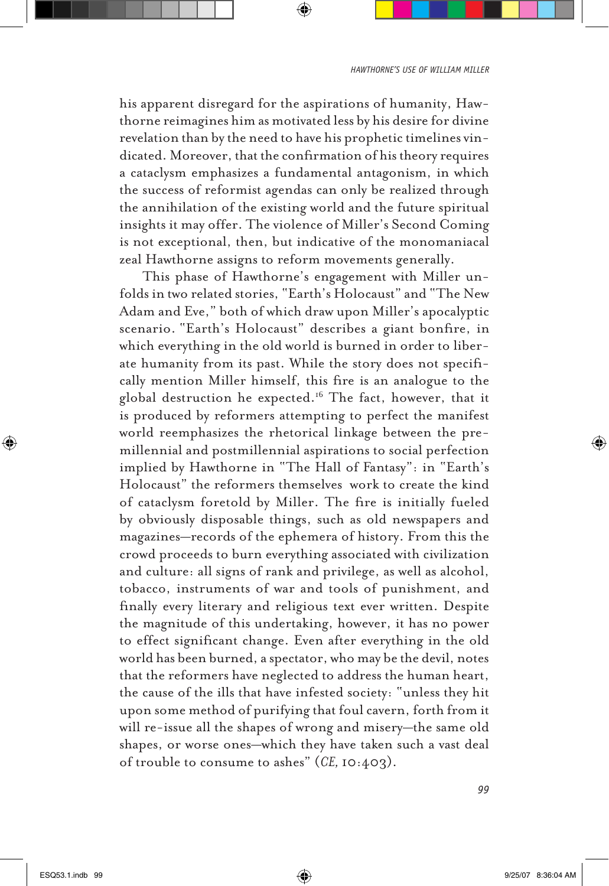his apparent disregard for the aspirations of humanity, Hawthorne reimagines him as motivated less by his desire for divine revelation than by the need to have his prophetic timelines vindicated. Moreover, that the confirmation of his theory requires a cataclysm emphasizes a fundamental antagonism, in which the success of reformist agendas can only be realized through the annihilation of the existing world and the future spiritual insights it may offer. The violence of Miller's Second Coming is not exceptional, then, but indicative of the monomaniacal zeal Hawthorne assigns to reform movements generally.

This phase of Hawthorne's engagement with Miller unfolds in two related stories, "Earth's Holocaust" and "The New Adam and Eve," both of which draw upon Miller's apocalyptic scenario. "Earth's Holocaust" describes a giant bonfire, in which everything in the old world is burned in order to liberate humanity from its past. While the story does not specifically mention Miller himself, this fire is an analogue to the global destruction he expected.[16] The fact, however, that it is produced by reformers attempting to perfect the manifest world reemphasizes the rhetorical linkage between the premillennial and postmillennial aspirations to social perfection implied by Hawthorne in "The Hall of Fantasy": in "Earth's Holocaust" the reformers themselves work to create the kind of cataclysm foretold by Miller. The fire is initially fueled by obviously disposable things, such as old newspapers and magazines—records of the ephemera of history. From this the crowd proceeds to burn everything associated with civilization and culture: all signs of rank and privilege, as well as alcohol, tobacco, instruments of war and tools of punishment, and finally every literary and religious text ever written. Despite the magnitude of this undertaking, however, it has no power to effect significant change. Even after everything in the old world has been burned, a spectator, who may be the devil, notes that the reformers have neglected to address the human heart, the cause of the ills that have infested society: "unless they hit upon some method of purifying that foul cavern, forth from it will re-issue all the shapes of wrong and misery—the same old shapes, or worse ones—which they have taken such a vast deal of trouble to consume to ashes" (*CE,* 10:403).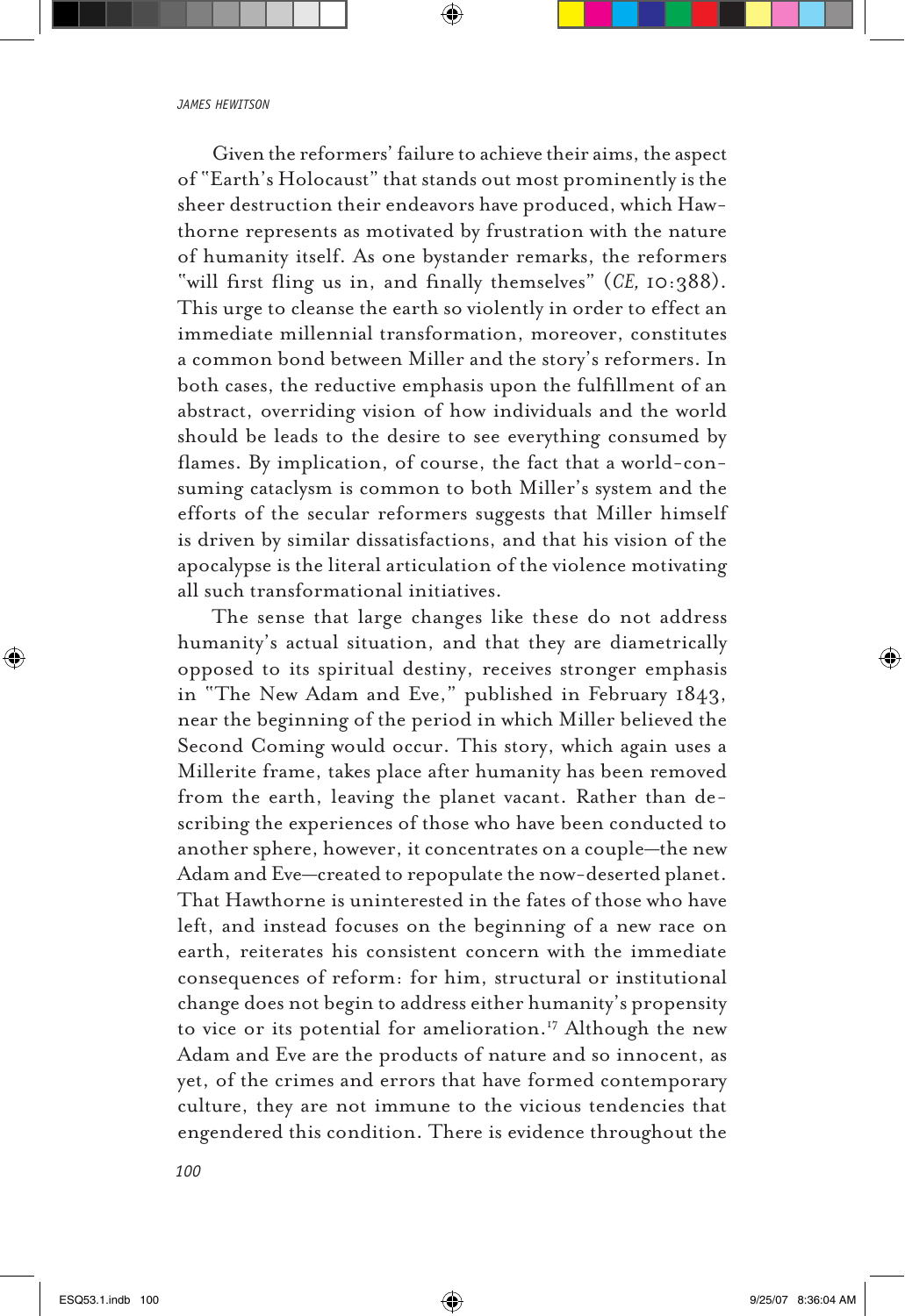Given the reformers' failure to achieve their aims, the aspect of "Earth's Holocaust" that stands out most prominently is the sheer destruction their endeavors have produced, which Hawthorne represents as motivated by frustration with the nature of humanity itself. As one bystander remarks, the reformers "will first fling us in, and finally themselves" (*CE,* 10:388). This urge to cleanse the earth so violently in order to effect an immediate millennial transformation, moreover, constitutes a common bond between Miller and the story's reformers. In both cases, the reductive emphasis upon the fulfillment of an abstract, overriding vision of how individuals and the world should be leads to the desire to see everything consumed by flames. By implication, of course, the fact that a world-consuming cataclysm is common to both Miller's system and the efforts of the secular reformers suggests that Miller himself is driven by similar dissatisfactions, and that his vision of the apocalypse is the literal articulation of the violence motivating all such transformational initiatives.

The sense that large changes like these do not address humanity's actual situation, and that they are diametrically opposed to its spiritual destiny, receives stronger emphasis in "The New Adam and Eve," published in February 1843, near the beginning of the period in which Miller believed the Second Coming would occur. This story, which again uses a Millerite frame, takes place after humanity has been removed from the earth, leaving the planet vacant. Rather than describing the experiences of those who have been conducted to another sphere, however, it concentrates on a couple—the new Adam and Eve—created to repopulate the now-deserted planet. That Hawthorne is uninterested in the fates of those who have left, and instead focuses on the beginning of a new race on earth, reiterates his consistent concern with the immediate consequences of reform: for him, structural or institutional change does not begin to address either humanity's propensity to vice or its potential for amelioration.[17] Although the new Adam and Eve are the products of nature and so innocent, as yet, of the crimes and errors that have formed contemporary culture, they are not immune to the vicious tendencies that engendered this condition. There is evidence throughout the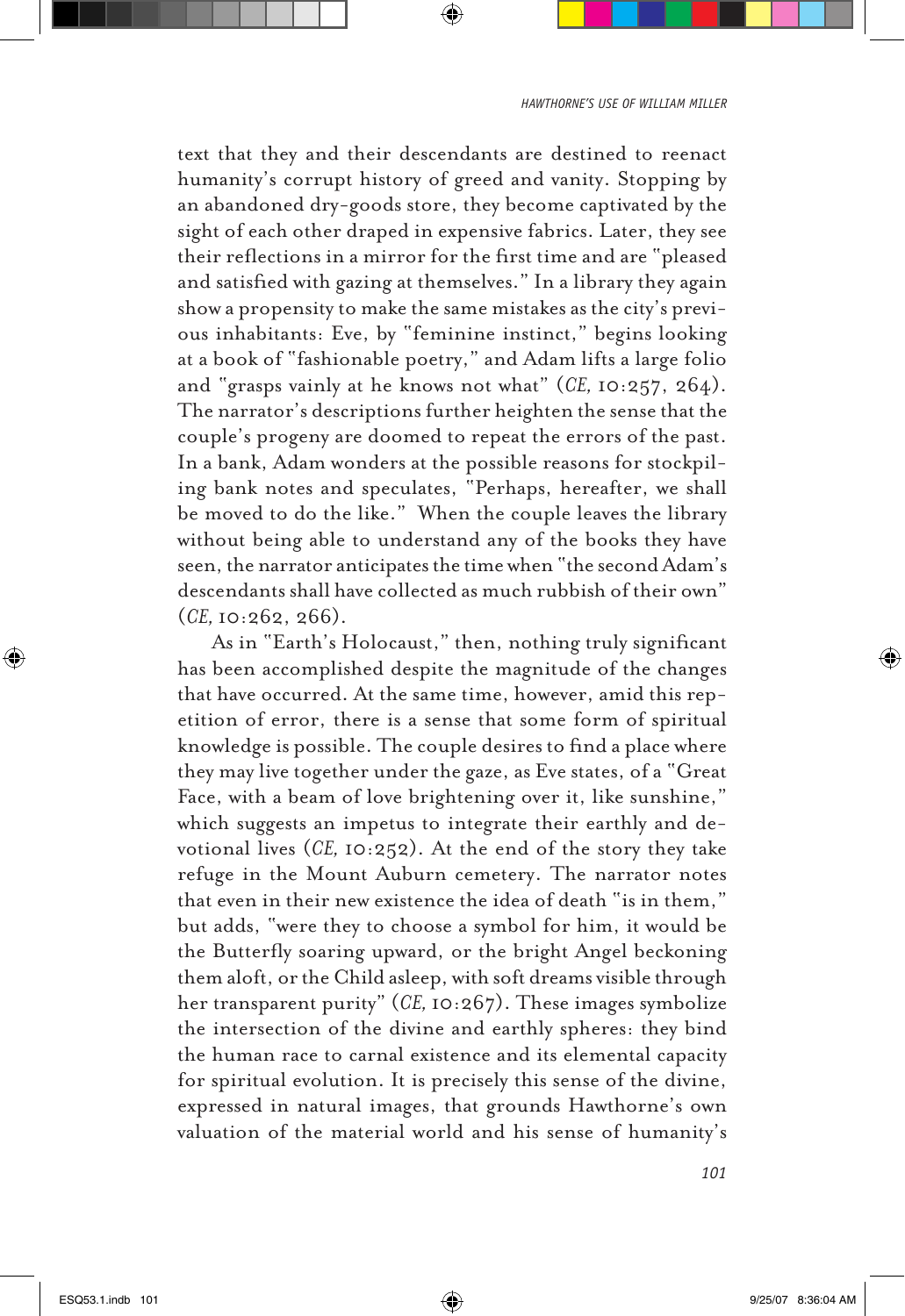text that they and their descendants are destined to reenact humanity's corrupt history of greed and vanity. Stopping by an abandoned dry-goods store, they become captivated by the sight of each other draped in expensive fabrics. Later, they see their reflections in a mirror for the first time and are "pleased and satisfied with gazing at themselves." In a library they again show a propensity to make the same mistakes as the city's previous inhabitants: Eve, by "feminine instinct," begins looking at a book of "fashionable poetry," and Adam lifts a large folio and "grasps vainly at he knows not what" (*CE,* 10:257, 264). The narrator's descriptions further heighten the sense that the couple's progeny are doomed to repeat the errors of the past. In a bank, Adam wonders at the possible reasons for stockpiling bank notes and speculates, "Perhaps, hereafter, we shall be moved to do the like." When the couple leaves the library without being able to understand any of the books they have seen, the narrator anticipates the time when "the second Adam's descendants shall have collected as much rubbish of their own" (*CE,* 10:262, 266).

As in "Earth's Holocaust," then, nothing truly significant has been accomplished despite the magnitude of the changes that have occurred. At the same time, however, amid this repetition of error, there is a sense that some form of spiritual knowledge is possible. The couple desires to find a place where they may live together under the gaze, as Eve states, of a "Great Face, with a beam of love brightening over it, like sunshine," which suggests an impetus to integrate their earthly and devotional lives (*CE,* 10:252). At the end of the story they take refuge in the Mount Auburn cemetery. The narrator notes that even in their new existence the idea of death "is in them," but adds, "were they to choose a symbol for him, it would be the Butterfly soaring upward, or the bright Angel beckoning them aloft, or the Child asleep, with soft dreams visible through her transparent purity" (*CE,* 10:267). These images symbolize the intersection of the divine and earthly spheres: they bind the human race to carnal existence and its elemental capacity for spiritual evolution. It is precisely this sense of the divine, expressed in natural images, that grounds Hawthorne's own valuation of the material world and his sense of humanity's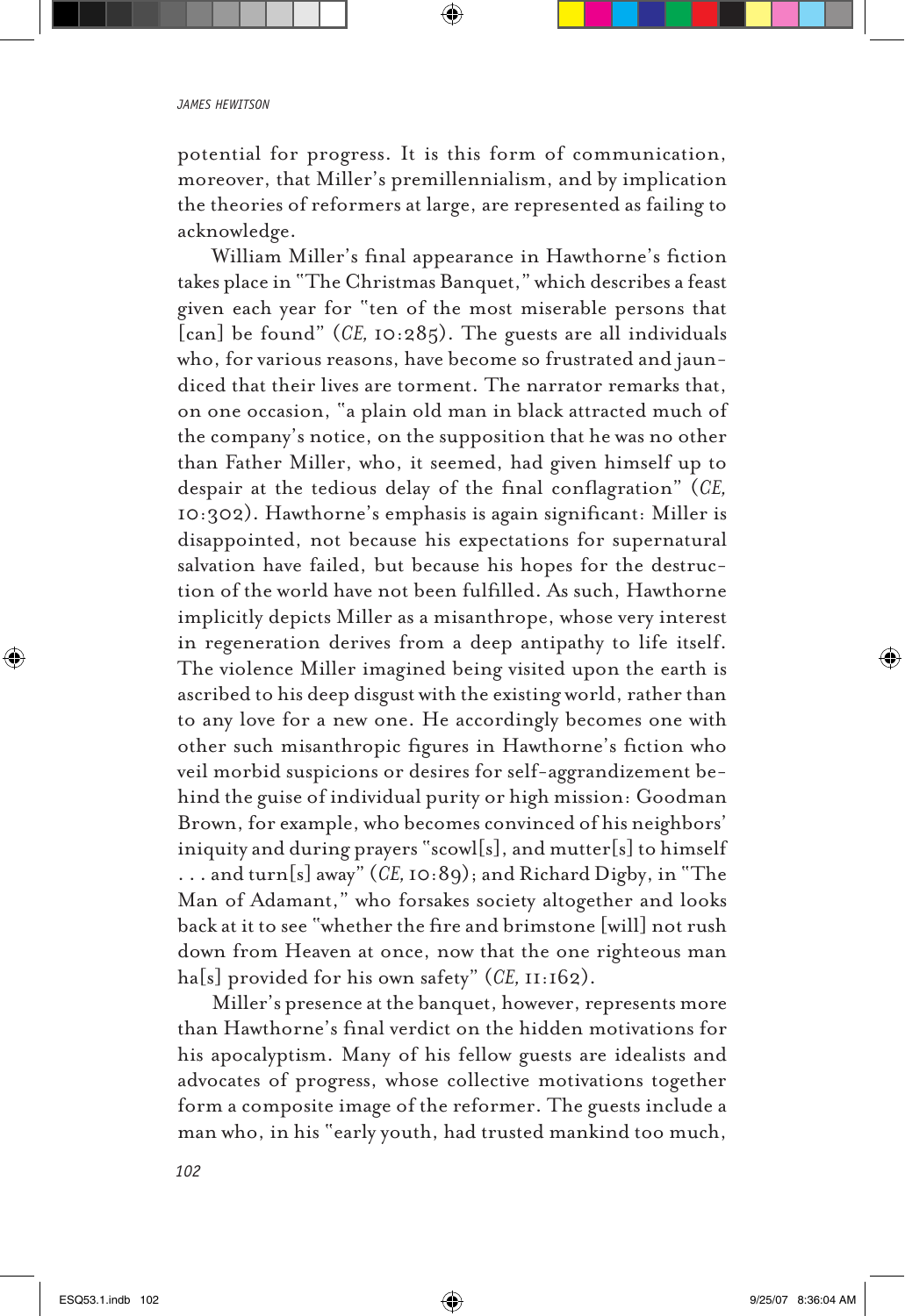potential for progress. It is this form of communication, moreover, that Miller's premillennialism, and by implication the theories of reformers at large, are represented as failing to acknowledge.

William Miller's final appearance in Hawthorne's fiction takes place in "The Christmas Banquet," which describes a feast given each year for "ten of the most miserable persons that [can] be found" (*CE,* 10:285). The guests are all individuals who, for various reasons, have become so frustrated and jaundiced that their lives are torment. The narrator remarks that, on one occasion, "a plain old man in black attracted much of the company's notice, on the supposition that he was no other than Father Miller, who, it seemed, had given himself up to despair at the tedious delay of the final conflagration" (*CE,* 10:302). Hawthorne's emphasis is again significant: Miller is disappointed, not because his expectations for supernatural salvation have failed, but because his hopes for the destruction of the world have not been fulfilled. As such, Hawthorne implicitly depicts Miller as a misanthrope, whose very interest in regeneration derives from a deep antipathy to life itself. The violence Miller imagined being visited upon the earth is ascribed to his deep disgust with the existing world, rather than to any love for a new one. He accordingly becomes one with other such misanthropic figures in Hawthorne's fiction who veil morbid suspicions or desires for self-aggrandizement behind the guise of individual purity or high mission: Goodman Brown, for example, who becomes convinced of his neighbors' iniquity and during prayers "scowl[s], and mutter[s] to himself . . . and turn[s] away" (*CE,* 10:89); and Richard Digby, in "The Man of Adamant," who forsakes society altogether and looks back at it to see "whether the fire and brimstone [will] not rush down from Heaven at once, now that the one righteous man ha[s] provided for his own safety" (*CE,* 11:162).

Miller's presence at the banquet, however, represents more than Hawthorne's final verdict on the hidden motivations for his apocalyptism. Many of his fellow guests are idealists and advocates of progress, whose collective motivations together form a composite image of the reformer. The guests include a man who, in his "early youth, had trusted mankind too much,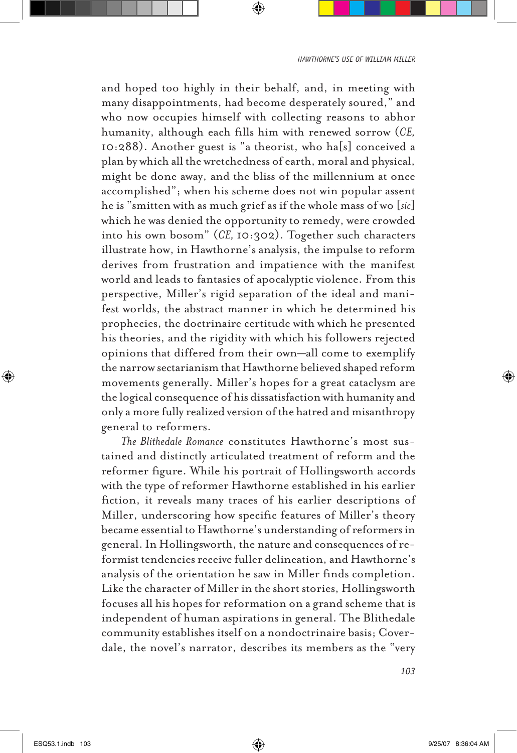and hoped too highly in their behalf, and, in meeting with many disappointments, had become desperately soured," and who now occupies himself with collecting reasons to abhor humanity, although each fills him with renewed sorrow (*CE,* 10:288). Another guest is "a theorist, who ha[s] conceived a plan by which all the wretchedness of earth, moral and physical, might be done away, and the bliss of the millennium at once accomplished"; when his scheme does not win popular assent he is "smitten with as much grief as if the whole mass of wo [*sic*] which he was denied the opportunity to remedy, were crowded into his own bosom" (*CE,* 10:302). Together such characters illustrate how, in Hawthorne's analysis, the impulse to reform derives from frustration and impatience with the manifest world and leads to fantasies of apocalyptic violence. From this perspective, Miller's rigid separation of the ideal and manifest worlds, the abstract manner in which he determined his prophecies, the doctrinaire certitude with which he presented his theories, and the rigidity with which his followers rejected opinions that differed from their own—all come to exemplify the narrow sectarianism that Hawthorne believed shaped reform movements generally. Miller's hopes for a great cataclysm are the logical consequence of his dissatisfaction with humanity and only a more fully realized version of the hatred and misanthropy general to reformers.

*The Blithedale Romance* constitutes Hawthorne's most sustained and distinctly articulated treatment of reform and the reformer figure. While his portrait of Hollingsworth accords with the type of reformer Hawthorne established in his earlier fiction, it reveals many traces of his earlier descriptions of Miller, underscoring how specific features of Miller's theory became essential to Hawthorne's understanding of reformers in general. In Hollingsworth, the nature and consequences of reformist tendencies receive fuller delineation, and Hawthorne's analysis of the orientation he saw in Miller finds completion. Like the character of Miller in the short stories, Hollingsworth focuses all his hopes for reformation on a grand scheme that is independent of human aspirations in general. The Blithedale community establishes itself on a nondoctrinaire basis; Coverdale, the novel's narrator, describes its members as the "very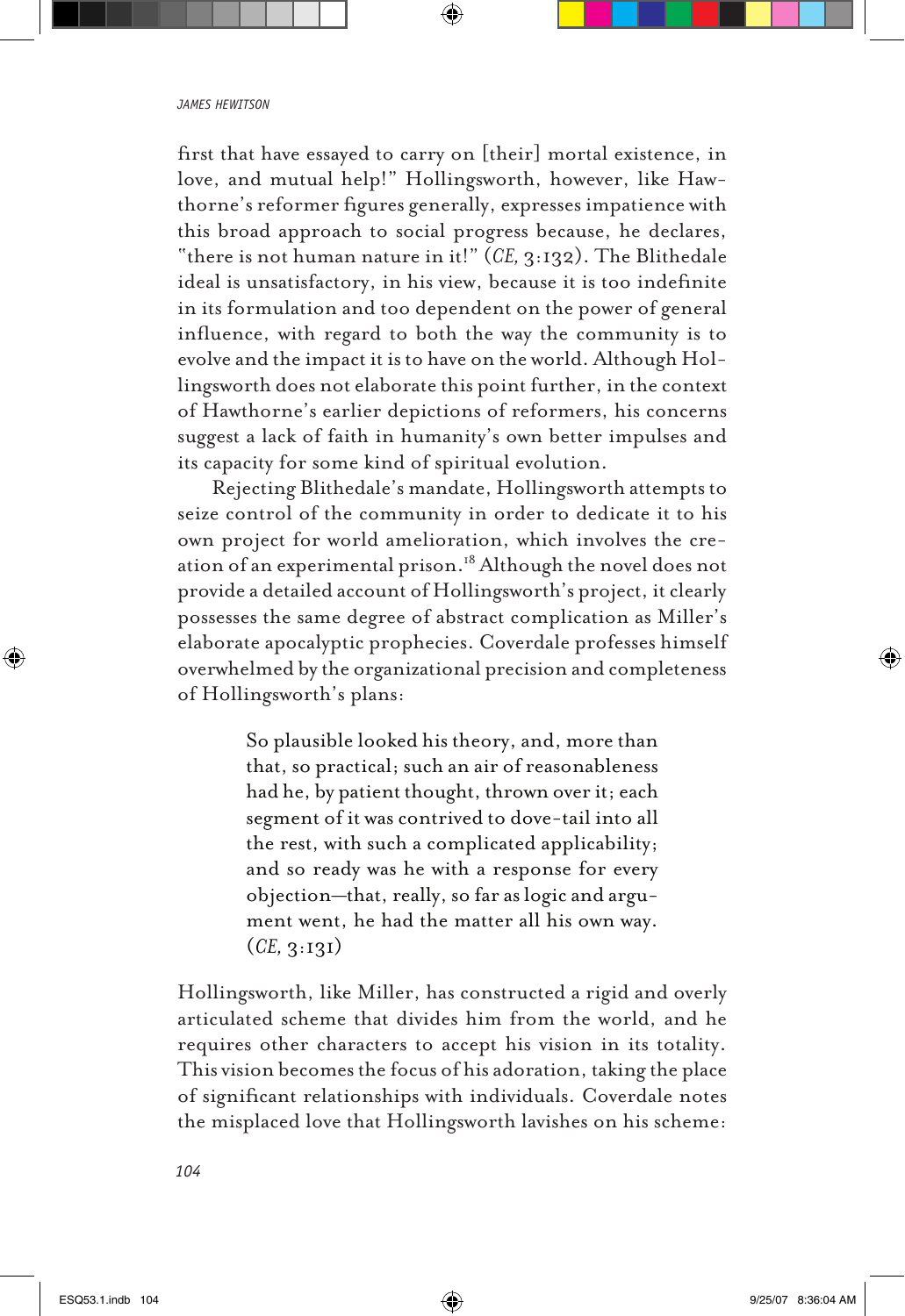first that have essayed to carry on [their] mortal existence, in love, and mutual help!" Hollingsworth, however, like Hawthorne's reformer figures generally, expresses impatience with this broad approach to social progress because, he declares, "there is not human nature in it!" (*CE,* 3:132). The Blithedale ideal is unsatisfactory, in his view, because it is too indefinite in its formulation and too dependent on the power of general influence, with regard to both the way the community is to evolve and the impact it is to have on the world. Although Hollingsworth does not elaborate this point further, in the context of Hawthorne's earlier depictions of reformers, his concerns suggest a lack of faith in humanity's own better impulses and its capacity for some kind of spiritual evolution.

Rejecting Blithedale's mandate, Hollingsworth attempts to seize control of the community in order to dedicate it to his own project for world amelioration, which involves the creation of an experimental prison.[18] Although the novel does not provide a detailed account of Hollingsworth's project, it clearly possesses the same degree of abstract complication as Miller's elaborate apocalyptic prophecies. Coverdale professes himself overwhelmed by the organizational precision and completeness of Hollingsworth's plans:

> So plausible looked his theory, and, more than that, so practical; such an air of reasonableness had he, by patient thought, thrown over it; each segment of it was contrived to dove-tail into all the rest, with such a complicated applicability; and so ready was he with a response for every objection—that, really, so far as logic and argument went, he had the matter all his own way. (*CE,* 3:131)

Hollingsworth, like Miller, has constructed a rigid and overly articulated scheme that divides him from the world, and he requires other characters to accept his vision in its totality. This vision becomes the focus of his adoration, taking the place of significant relationships with individuals. Coverdale notes the misplaced love that Hollingsworth lavishes on his scheme: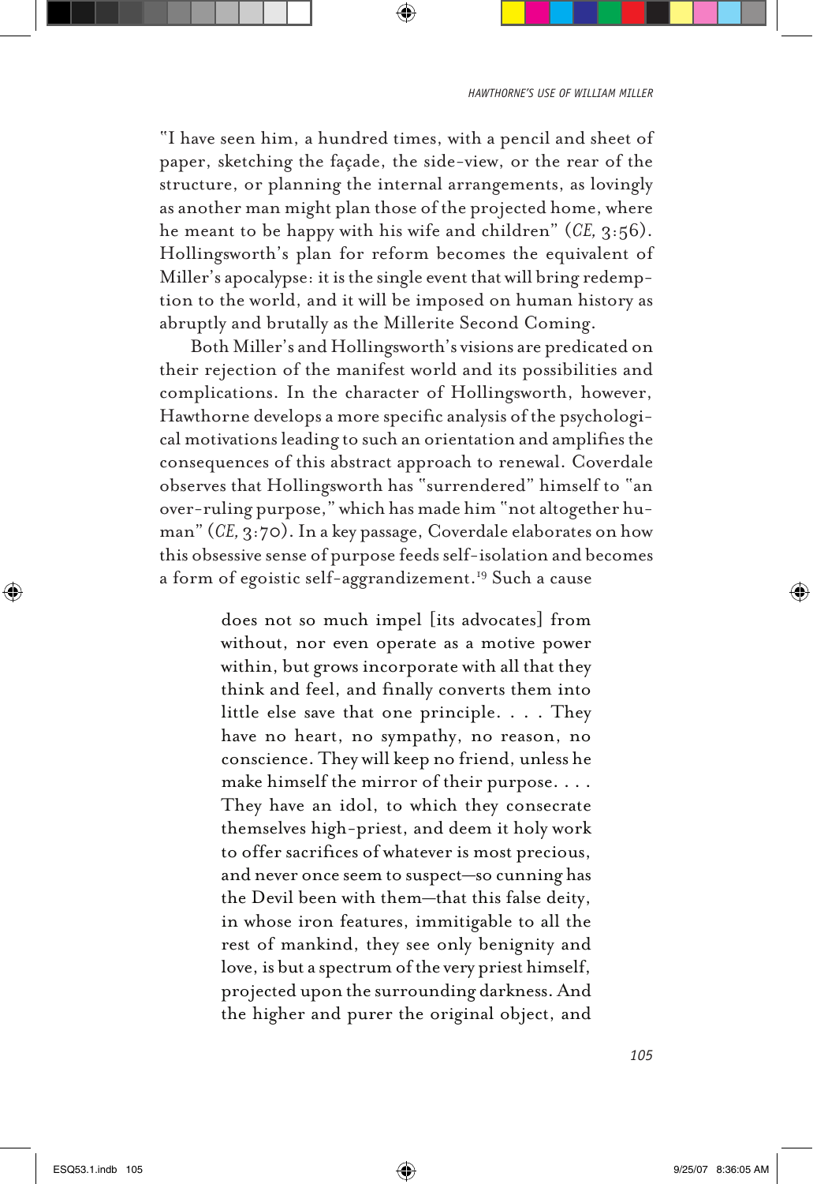"I have seen him, a hundred times, with a pencil and sheet of paper, sketching the façade, the side-view, or the rear of the structure, or planning the internal arrangements, as lovingly as another man might plan those of the projected home, where he meant to be happy with his wife and children" (*CE,* 3:56). Hollingsworth's plan for reform becomes the equivalent of Miller's apocalypse: it is the single event that will bring redemption to the world, and it will be imposed on human history as abruptly and brutally as the Millerite Second Coming.

Both Miller's and Hollingsworth's visions are predicated on their rejection of the manifest world and its possibilities and complications. In the character of Hollingsworth, however, Hawthorne develops a more specific analysis of the psychological motivations leading to such an orientation and amplifies the consequences of this abstract approach to renewal. Coverdale observes that Hollingsworth has "surrendered" himself to "an over-ruling purpose," which has made him "not altogether human" (*CE,* 3:70). In a key passage, Coverdale elaborates on how this obsessive sense of purpose feeds self-isolation and becomes a form of egoistic self-aggrandizement.[19] Such a cause

> does not so much impel [its advocates] from without, nor even operate as a motive power within, but grows incorporate with all that they think and feel, and finally converts them into little else save that one principle. . . . They have no heart, no sympathy, no reason, no conscience. They will keep no friend, unless he make himself the mirror of their purpose. . . . They have an idol, to which they consecrate themselves high-priest, and deem it holy work to offer sacrifices of whatever is most precious, and never once seem to suspect—so cunning has the Devil been with them—that this false deity, in whose iron features, immitigable to all the rest of mankind, they see only benignity and love, is but a spectrum of the very priest himself, projected upon the surrounding darkness. And the higher and purer the original object, and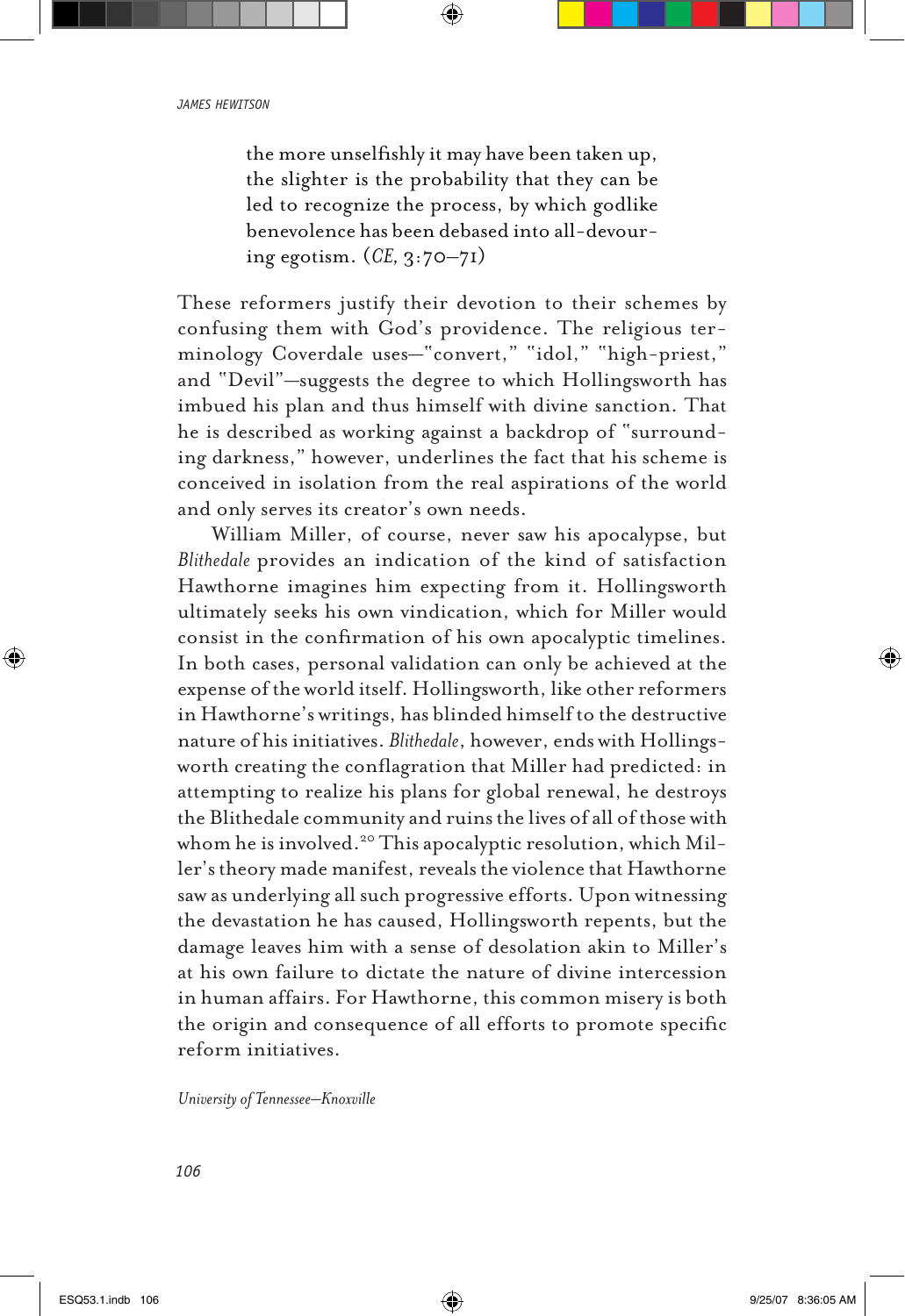> the more unselfishly it may have been taken up, the slighter is the probability that they can be led to recognize the process, by which godlike benevolence has been debased into all-devouring egotism. (*CE,* 3:70–71)

These reformers justify their devotion to their schemes by confusing them with God's providence. The religious terminology Coverdale uses—"convert," "idol," "high-priest," and "Devil"—suggests the degree to which Hollingsworth has imbued his plan and thus himself with divine sanction. That he is described as working against a backdrop of "surrounding darkness," however, underlines the fact that his scheme is conceived in isolation from the real aspirations of the world and only serves its creator's own needs.

William Miller, of course, never saw his apocalypse, but *Blithedale* provides an indication of the kind of satisfaction Hawthorne imagines him expecting from it. Hollingsworth ultimately seeks his own vindication, which for Miller would consist in the confirmation of his own apocalyptic timelines. In both cases, personal validation can only be achieved at the expense of the world itself. Hollingsworth, like other reformers in Hawthorne's writings, has blinded himself to the destructive nature of his initiatives. *Blithedale*, however, ends with Hollingsworth creating the conflagration that Miller had predicted: in attempting to realize his plans for global renewal, he destroys the Blithedale community and ruins the lives of all of those with whom he is involved.[20] This apocalyptic resolution, which Miller's theory made manifest, reveals the violence that Hawthorne saw as underlying all such progressive efforts. Upon witnessing the devastation he has caused, Hollingsworth repents, but the damage leaves him with a sense of desolation akin to Miller's at his own failure to dictate the nature of divine intercession in human affairs. For Hawthorne, this common misery is both the origin and consequence of all efforts to promote specific reform initiatives.

*University of Tennessee—Knoxville*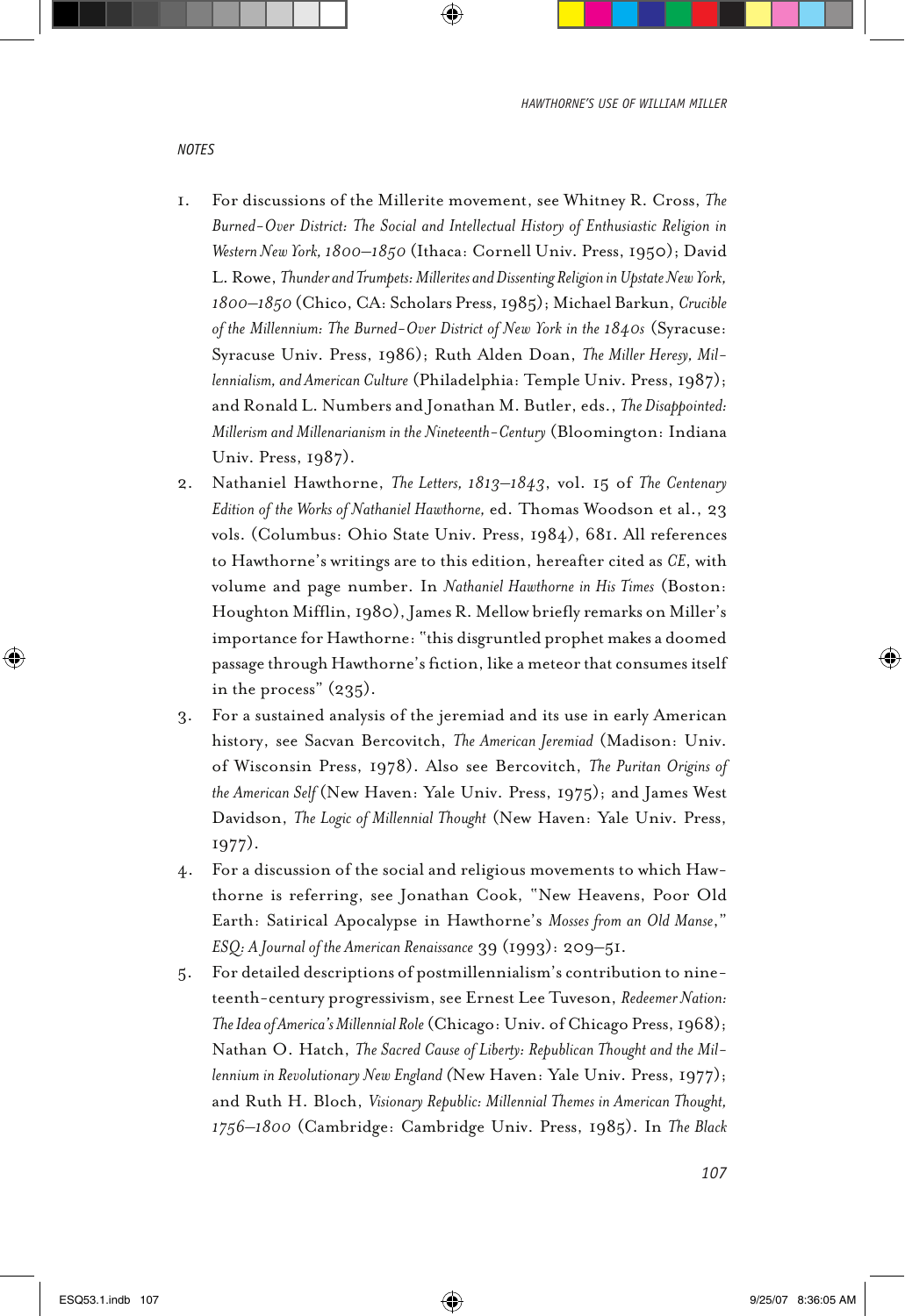## NOTES

1. For discussions of the Millerite movement, see Whitney R. Cross, *The Burned-Over District: The Social and Intellectual History of Enthusiastic Religion in Western New York, 1800–1850* (Ithaca: Cornell Univ. Press, 1950); David L. Rowe, *Thunder and Trumpets: Millerites and Dissenting Religion in Upstate New York, 1800–1850* (Chico, CA: Scholars Press, 1985); Michael Barkun, *Crucible of the Millennium: The Burned-Over District of New York in the 1840s* (Syracuse: Syracuse Univ. Press, 1986); Ruth Alden Doan, *The Miller Heresy, Millennialism, and American Culture* (Philadelphia: Temple Univ. Press, 1987); and Ronald L. Numbers and Jonathan M. Butler, eds., *The Disappointed: Millerism and Millenarianism in the Nineteenth-Century* (Bloomington: Indiana Univ. Press, 1987).
2. Nathaniel Hawthorne, *The Letters, 1813–1843*, vol. 15 of *The Centenary Edition of the Works of Nathaniel Hawthorne,* ed. Thomas Woodson et al., 23 vols. (Columbus: Ohio State Univ. Press, 1984), 681. All references to Hawthorne's writings are to this edition, hereafter cited as *CE*, with volume and page number. In *Nathaniel Hawthorne in His Times* (Boston: Houghton Mifflin, 1980), James R. Mellow briefly remarks on Miller's importance for Hawthorne: "this disgruntled prophet makes a doomed passage through Hawthorne's fiction, like a meteor that consumes itself in the process" (235).
3. For a sustained analysis of the jeremiad and its use in early American history, see Sacvan Bercovitch, *The American Jeremiad* (Madison: Univ. of Wisconsin Press, 1978). Also see Bercovitch, *The Puritan Origins of the American Self* (New Haven: Yale Univ. Press, 1975); and James West Davidson, *The Logic of Millennial Thought* (New Haven: Yale Univ. Press, 1977).
4. For a discussion of the social and religious movements to which Hawthorne is referring, see Jonathan Cook, "New Heavens, Poor Old Earth: Satirical Apocalypse in Hawthorne's *Mosses from an Old Manse*," *ESQ: A Journal of the American Renaissance* 39 (1993): 209–51.
5. For detailed descriptions of postmillennialism's contribution to nineteenth-century progressivism, see Ernest Lee Tuveson, *Redeemer Nation: The Idea of America's Millennial Role* (Chicago: Univ. of Chicago Press, 1968); Nathan O. Hatch, *The Sacred Cause of Liberty: Republican Thought and the Millennium in Revolutionary New England* (New Haven: Yale Univ. Press, 1977); and Ruth H. Bloch, *Visionary Republic: Millennial Themes in American Thought, 1756–1800* (Cambridge: Cambridge Univ. Press, 1985). In *The Black*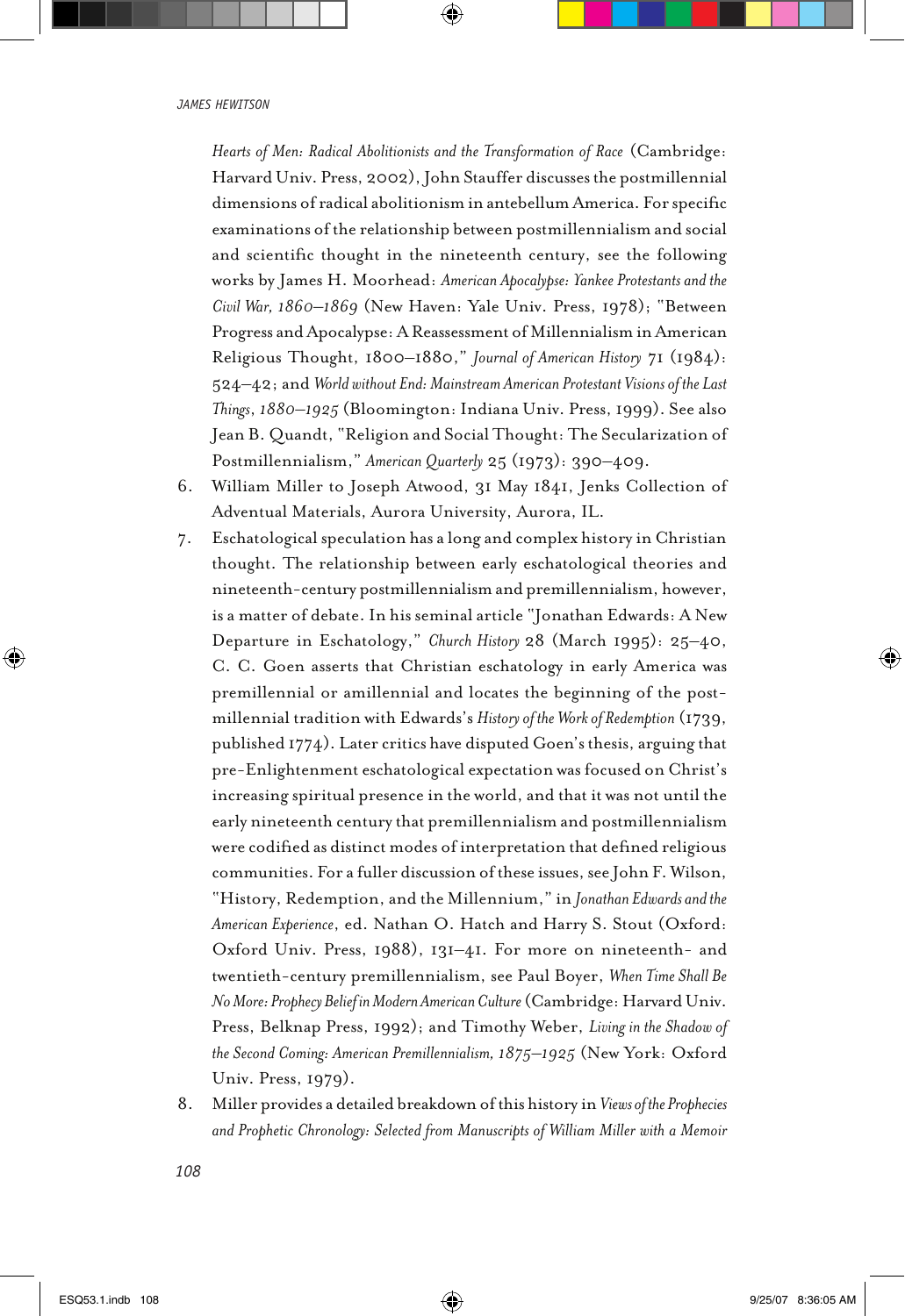*Hearts of Men: Radical Abolitionists and the Transformation of Race* (Cambridge: Harvard Univ. Press, 2002), John Stauffer discusses the postmillennial dimensions of radical abolitionism in antebellum America. For specific examinations of the relationship between postmillennialism and social and scientific thought in the nineteenth century, see the following works by James H. Moorhead: *American Apocalypse: Yankee Protestants and the Civil War, 1860–1869* (New Haven: Yale Univ. Press, 1978); "Between Progress and Apocalypse: A Reassessment of Millennialism in American Religious Thought, 1800–1880," *Journal of American History* 71 (1984): 524–42; and *World without End: Mainstream American Protestant Visions of the Last Things, 1880–1925* (Bloomington: Indiana Univ. Press, 1999). See also Jean B. Quandt, "Religion and Social Thought: The Secularization of Postmillennialism," *American Quarterly* 25 (1973): 390–409.

6. William Miller to Joseph Atwood, 31 May 1841, Jenks Collection of Adventual Materials, Aurora University, Aurora, IL.
7. Eschatological speculation has a long and complex history in Christian thought. The relationship between early eschatological theories and nineteenth-century postmillennialism and premillennialism, however, is a matter of debate. In his seminal article "Jonathan Edwards: A New Departure in Eschatology," *Church History* 28 (March 1995): 25–40, C. C. Goen asserts that Christian eschatology in early America was premillennial or amillennial and locates the beginning of the postmillennial tradition with Edwards's *History of the Work of Redemption* (1739, published 1774). Later critics have disputed Goen's thesis, arguing that pre-Enlightenment eschatological expectation was focused on Christ's increasing spiritual presence in the world, and that it was not until the early nineteenth century that premillennialism and postmillennialism were codified as distinct modes of interpretation that defined religious communities. For a fuller discussion of these issues, see John F. Wilson, "History, Redemption, and the Millennium," in *Jonathan Edwards and the American Experience*, ed. Nathan O. Hatch and Harry S. Stout (Oxford: Oxford Univ. Press, 1988), 131–41. For more on nineteenth- and twentieth-century premillennialism, see Paul Boyer, *When Time Shall Be No More: Prophecy Belief in Modern American Culture* (Cambridge: Harvard Univ. Press, Belknap Press, 1992); and Timothy Weber, *Living in the Shadow of the Second Coming: American Premillennialism, 1875–1925* (New York: Oxford Univ. Press, 1979).
8. Miller provides a detailed breakdown of this history in *Views of the Prophecies and Prophetic Chronology: Selected from Manuscripts of William Miller with a Memoir*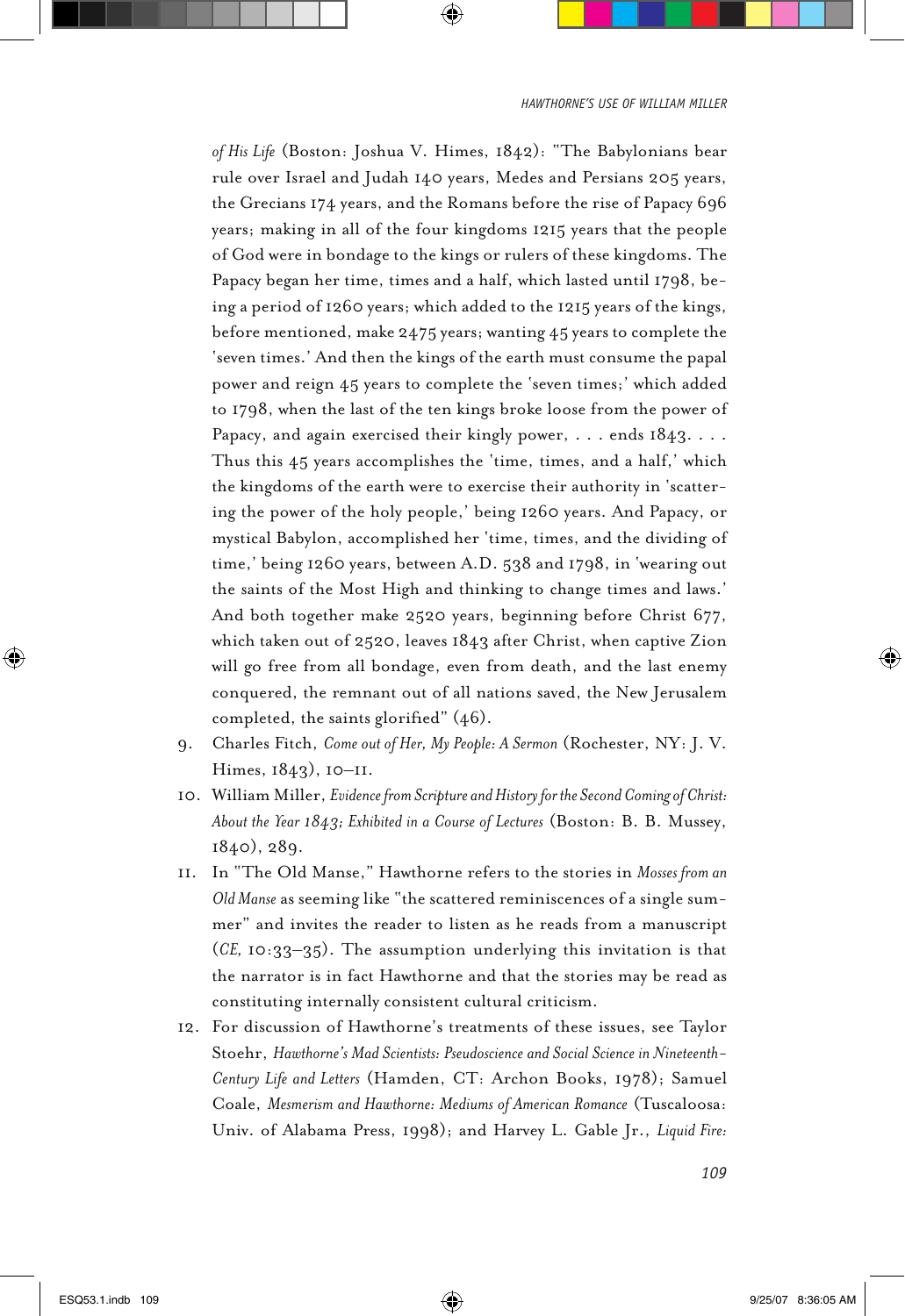*of His Life* (Boston: Joshua V. Himes, 1842): "The Babylonians bear rule over Israel and Judah 140 years, Medes and Persians 205 years, the Grecians 174 years, and the Romans before the rise of Papacy 696 years; making in all of the four kingdoms 1215 years that the people of God were in bondage to the kings or rulers of these kingdoms. The Papacy began her time, times and a half, which lasted until 1798, being a period of 1260 years; which added to the 1215 years of the kings, before mentioned, make 2475 years; wanting 45 years to complete the 'seven times.' And then the kings of the earth must consume the papal power and reign 45 years to complete the 'seven times;' which added to 1798, when the last of the ten kings broke loose from the power of Papacy, and again exercised their kingly power, . . . ends 1843. . . . Thus this 45 years accomplishes the 'time, times, and a half,' which the kingdoms of the earth were to exercise their authority in 'scattering the power of the holy people,' being 1260 years. And Papacy, or mystical Babylon, accomplished her 'time, times, and the dividing of time,' being 1260 years, between A.D. 538 and 1798, in 'wearing out the saints of the Most High and thinking to change times and laws.' And both together make 2520 years, beginning before Christ 677, which taken out of 2520, leaves 1843 after Christ, when captive Zion will go free from all bondage, even from death, and the last enemy conquered, the remnant out of all nations saved, the New Jerusalem completed, the saints glorified" (46).

9. Charles Fitch, *Come out of Her, My People: A Sermon* (Rochester, NY: J. V. Himes, 1843), 10–11.
10. William Miller, *Evidence from Scripture and History for the Second Coming of Christ: About the Year 1843; Exhibited in a Course of Lectures* (Boston: B. B. Mussey, 1840), 289.
11. In "The Old Manse," Hawthorne refers to the stories in *Mosses from an Old Manse* as seeming like "the scattered reminiscences of a single summer" and invites the reader to listen as he reads from a manuscript (*CE,* 10:33–35). The assumption underlying this invitation is that the narrator is in fact Hawthorne and that the stories may be read as constituting internally consistent cultural criticism.
12. For discussion of Hawthorne's treatments of these issues, see Taylor Stoehr, *Hawthorne's Mad Scientists: Pseudoscience and Social Science in Nineteenth-Century Life and Letters* (Hamden, CT: Archon Books, 1978); Samuel Coale, *Mesmerism and Hawthorne: Mediums of American Romance* (Tuscaloosa: Univ. of Alabama Press, 1998); and Harvey L. Gable Jr., *Liquid Fire:*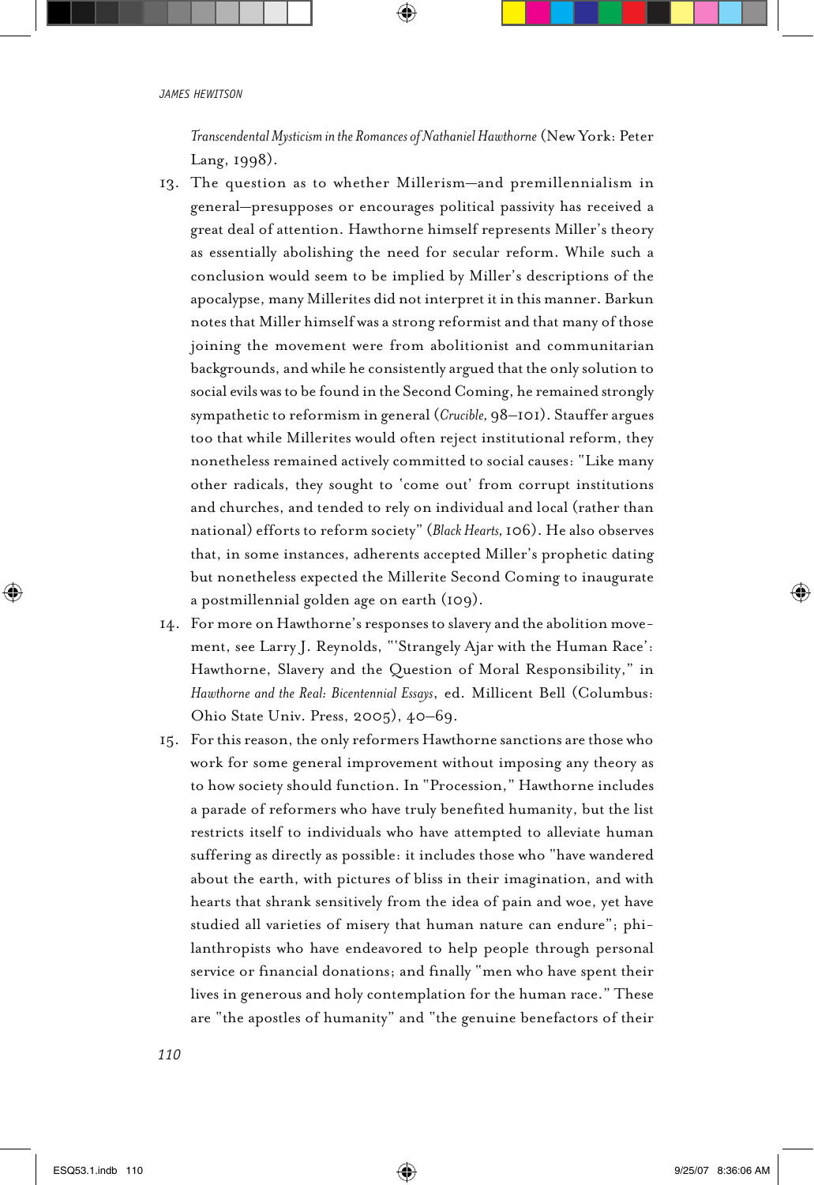*Transcendental Mysticism in the Romances of Nathaniel Hawthorne* (New York: Peter Lang, 1998).

13. The question as to whether Millerism—and premillennialism in general—presupposes or encourages political passivity has received a great deal of attention. Hawthorne himself represents Miller's theory as essentially abolishing the need for secular reform. While such a conclusion would seem to be implied by Miller's descriptions of the apocalypse, many Millerites did not interpret it in this manner. Barkun notes that Miller himself was a strong reformist and that many of those joining the movement were from abolitionist and communitarian backgrounds, and while he consistently argued that the only solution to social evils was to be found in the Second Coming, he remained strongly sympathetic to reformism in general (*Crucible*, 98–101). Stauffer argues too that while Millerites would often reject institutional reform, they nonetheless remained actively committed to social causes: "Like many other radicals, they sought to 'come out' from corrupt institutions and churches, and tended to rely on individual and local (rather than national) efforts to reform society" (*Black Hearts*, 106). He also observes that, in some instances, adherents accepted Miller's prophetic dating but nonetheless expected the Millerite Second Coming to inaugurate a postmillennial golden age on earth (109).

14. For more on Hawthorne's responses to slavery and the abolition movement, see Larry J. Reynolds, "'Strangely Ajar with the Human Race': Hawthorne, Slavery and the Question of Moral Responsibility," in *Hawthorne and the Real: Bicentennial Essays*, ed. Millicent Bell (Columbus: Ohio State Univ. Press, 2005), 40–69.

15. For this reason, the only reformers Hawthorne sanctions are those who work for some general improvement without imposing any theory as to how society should function. In "Procession," Hawthorne includes a parade of reformers who have truly benefited humanity, but the list restricts itself to individuals who have attempted to alleviate human suffering as directly as possible: it includes those who "have wandered about the earth, with pictures of bliss in their imagination, and with hearts that shrank sensitively from the idea of pain and woe, yet have studied all varieties of misery that human nature can endure"; philanthropists who have endeavored to help people through personal service or financial donations; and finally "men who have spent their lives in generous and holy contemplation for the human race." These are "the apostles of humanity" and "the genuine benefactors of their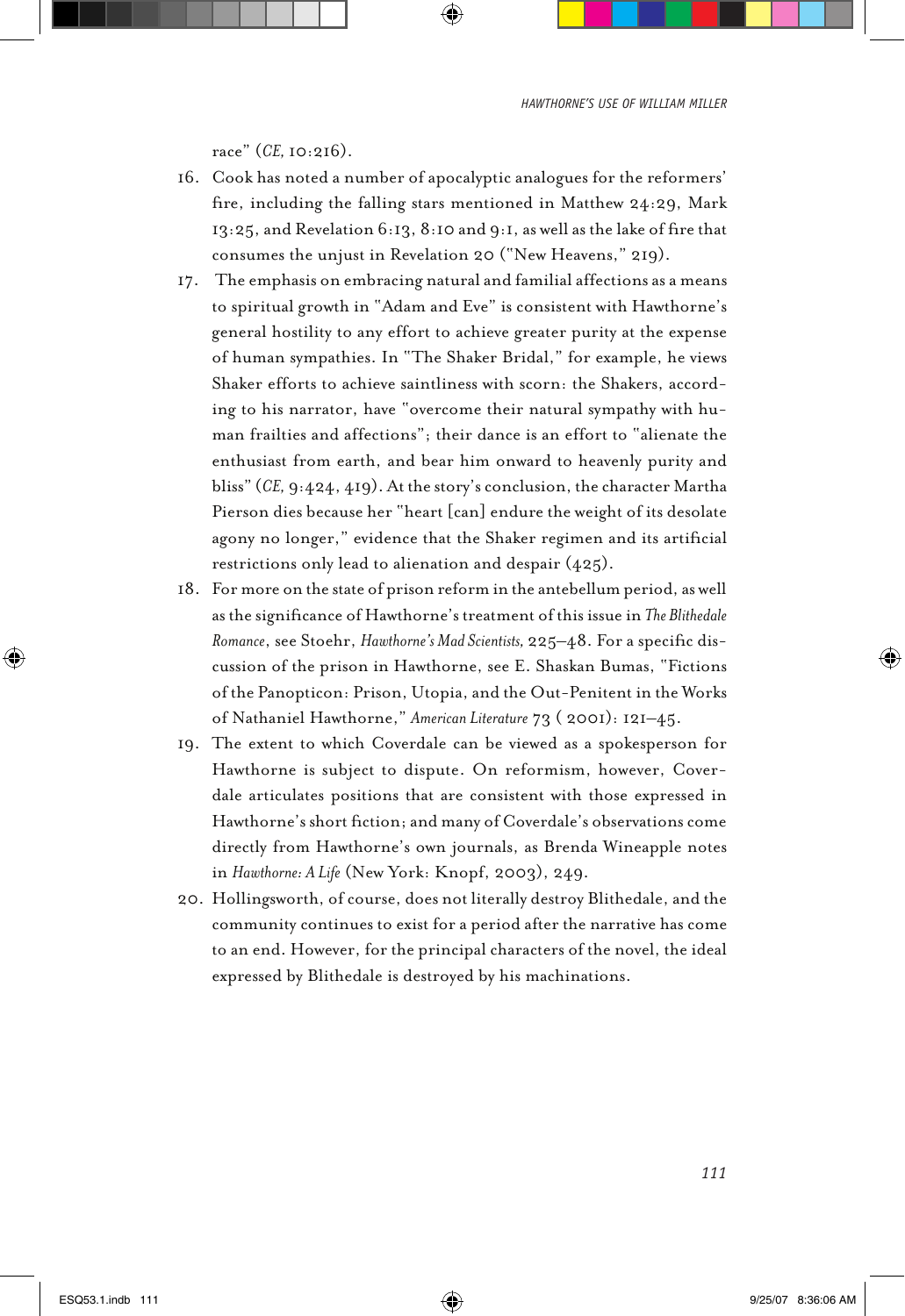race" (*CE,* 10:216).

16. Cook has noted a number of apocalyptic analogues for the reformers' fire, including the falling stars mentioned in Matthew 24:29, Mark 13:25, and Revelation 6:13, 8:10 and 9:1, as well as the lake of fire that consumes the unjust in Revelation 20 ("New Heavens," 219).
17. The emphasis on embracing natural and familial affections as a means to spiritual growth in "Adam and Eve" is consistent with Hawthorne's general hostility to any effort to achieve greater purity at the expense of human sympathies. In "The Shaker Bridal," for example, he views Shaker efforts to achieve saintliness with scorn: the Shakers, according to his narrator, have "overcome their natural sympathy with human frailties and affections"; their dance is an effort to "alienate the enthusiast from earth, and bear him onward to heavenly purity and bliss" (*CE,* 9:424, 419). At the story's conclusion, the character Martha Pierson dies because her "heart [can] endure the weight of its desolate agony no longer," evidence that the Shaker regimen and its artificial restrictions only lead to alienation and despair (425).
18. For more on the state of prison reform in the antebellum period, as well as the significance of Hawthorne's treatment of this issue in *The Blithedale Romance*, see Stoehr, *Hawthorne's Mad Scientists,* 225–48. For a specific discussion of the prison in Hawthorne, see E. Shaskan Bumas, "Fictions of the Panopticon: Prison, Utopia, and the Out-Penitent in the Works of Nathaniel Hawthorne," *American Literature* 73 ( 2001): 121–45.
19. The extent to which Coverdale can be viewed as a spokesperson for Hawthorne is subject to dispute. On reformism, however, Coverdale articulates positions that are consistent with those expressed in Hawthorne's short fiction; and many of Coverdale's observations come directly from Hawthorne's own journals, as Brenda Wineapple notes in *Hawthorne: A Life* (New York: Knopf, 2003), 249.
20. Hollingsworth, of course, does not literally destroy Blithedale, and the community continues to exist for a period after the narrative has come to an end. However, for the principal characters of the novel, the ideal expressed by Blithedale is destroyed by his machinations.